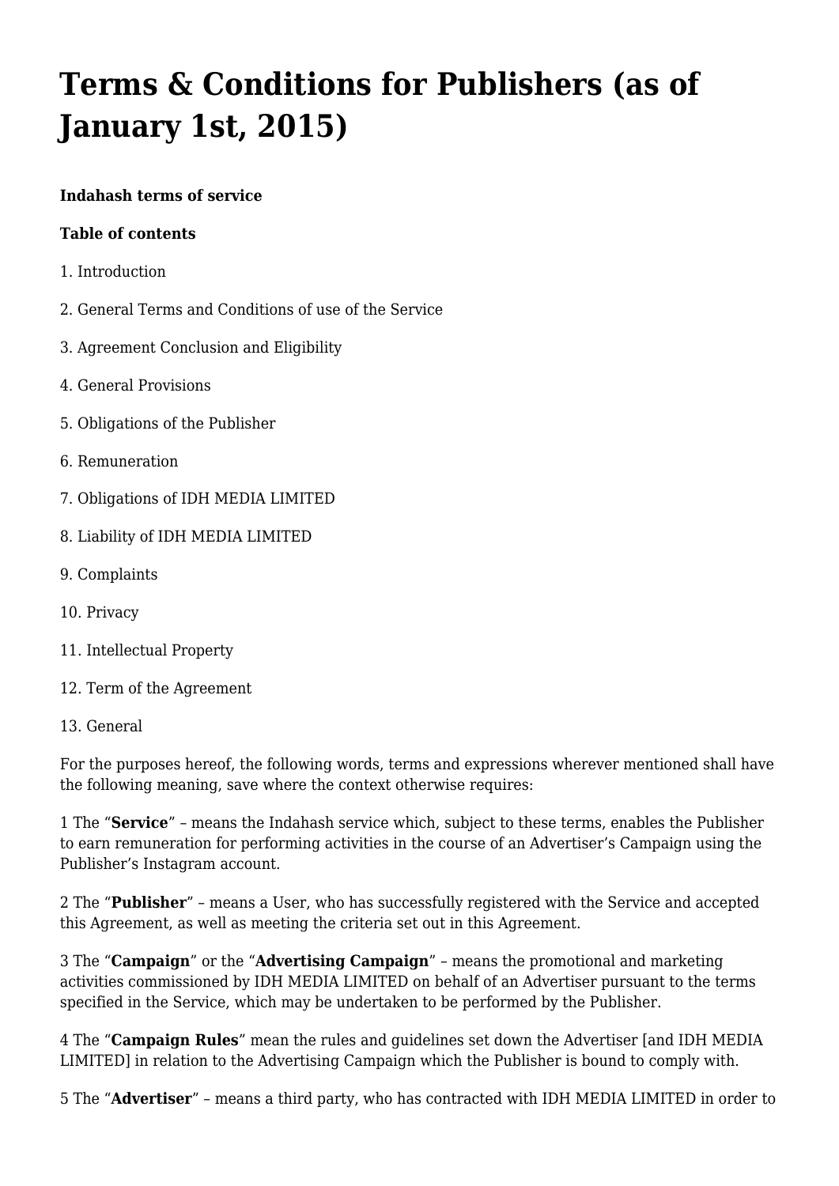# Terms & Conditions for Publishers (as of January 1st, 2015)

**Indahash terms of service**

**Table of contents**

1. Introduction

2. General Terms and Conditions of use of the Service

3. Agreement Conclusion and Eligibility

4. General Provisions

5. Obligations of the Publisher

6. Remuneration

7. Obligations of IDH MEDIA LIMITED

8. Liability of IDH MEDIA LIMITED

9. Complaints

10. Privacy

11. Intellectual Property

12. Term of the Agreement

13. General

For the purposes hereof, the following words, terms and expressions wherever mentioned shall have the following meaning, save where the context otherwise requires:

1 The "**Service**" – means the Indahash service which, subject to these terms, enables the Publisher to earn remuneration for performing activities in the course of an Advertiser's Campaign using the Publisher's Instagram account.

2 The "**Publisher**" – means a User, who has successfully registered with the Service and accepted this Agreement, as well as meeting the criteria set out in this Agreement.

3 The "**Campaign**" or the "**Advertising Campaign**" – means the promotional and marketing activities commissioned by IDH MEDIA LIMITED on behalf of an Advertiser pursuant to the terms specified in the Service, which may be undertaken to be performed by the Publisher.

4 The "**Campaign Rules**" mean the rules and guidelines set down the Advertiser [and IDH MEDIA LIMITED] in relation to the Advertising Campaign which the Publisher is bound to comply with.

5 The "**Advertiser**" – means a third party, who has contracted with IDH MEDIA LIMITED in order to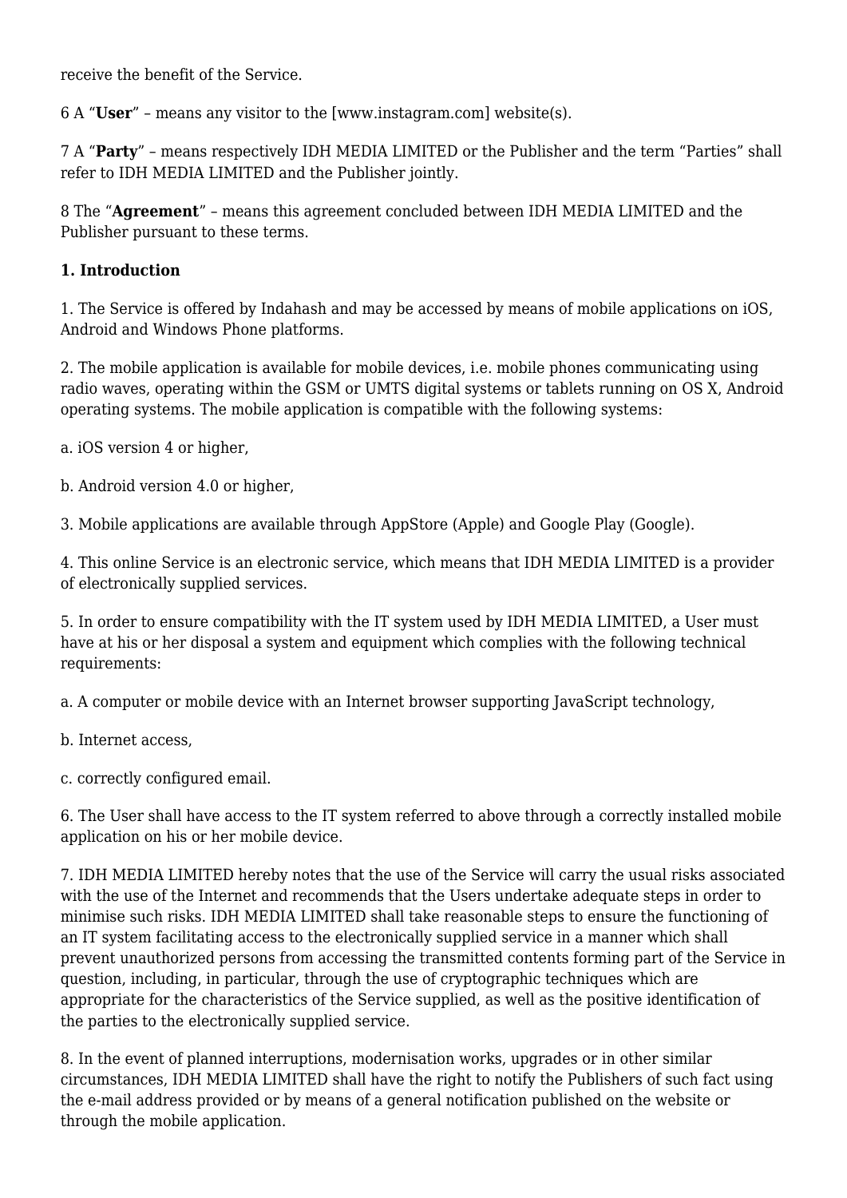receive the benefit of the Service.

6 A “**User**” – means any visitor to the [www.instagram.com] website(s).

7 A “**Party**” – means respectively IDH MEDIA LIMITED or the Publisher and the term “Parties” shall refer to IDH MEDIA LIMITED and the Publisher jointly.

8 The “**Agreement**” – means this agreement concluded between IDH MEDIA LIMITED and the Publisher pursuant to these terms.

**1. Introduction**

1. The Service is offered by Indahash and may be accessed by means of mobile applications on iOS, Android and Windows Phone platforms.

2. The mobile application is available for mobile devices, i.e. mobile phones communicating using radio waves, operating within the GSM or UMTS digital systems or tablets running on OS X, Android operating systems. The mobile application is compatible with the following systems:

a. iOS version 4 or higher,

b. Android version 4.0 or higher,

3. Mobile applications are available through AppStore (Apple) and Google Play (Google).

4. This online Service is an electronic service, which means that IDH MEDIA LIMITED is a provider of electronically supplied services.

5. In order to ensure compatibility with the IT system used by IDH MEDIA LIMITED, a User must have at his or her disposal a system and equipment which complies with the following technical requirements:

a. A computer or mobile device with an Internet browser supporting JavaScript technology,

b. Internet access,

c. correctly configured email.

6. The User shall have access to the IT system referred to above through a correctly installed mobile application on his or her mobile device.

7. IDH MEDIA LIMITED hereby notes that the use of the Service will carry the usual risks associated with the use of the Internet and recommends that the Users undertake adequate steps in order to minimise such risks. IDH MEDIA LIMITED shall take reasonable steps to ensure the functioning of an IT system facilitating access to the electronically supplied service in a manner which shall prevent unauthorized persons from accessing the transmitted contents forming part of the Service in question, including, in particular, through the use of cryptographic techniques which are appropriate for the characteristics of the Service supplied, as well as the positive identification of the parties to the electronically supplied service.

8. In the event of planned interruptions, modernisation works, upgrades or in other similar circumstances, IDH MEDIA LIMITED shall have the right to notify the Publishers of such fact using the e-mail address provided or by means of a general notification published on the website or through the mobile application.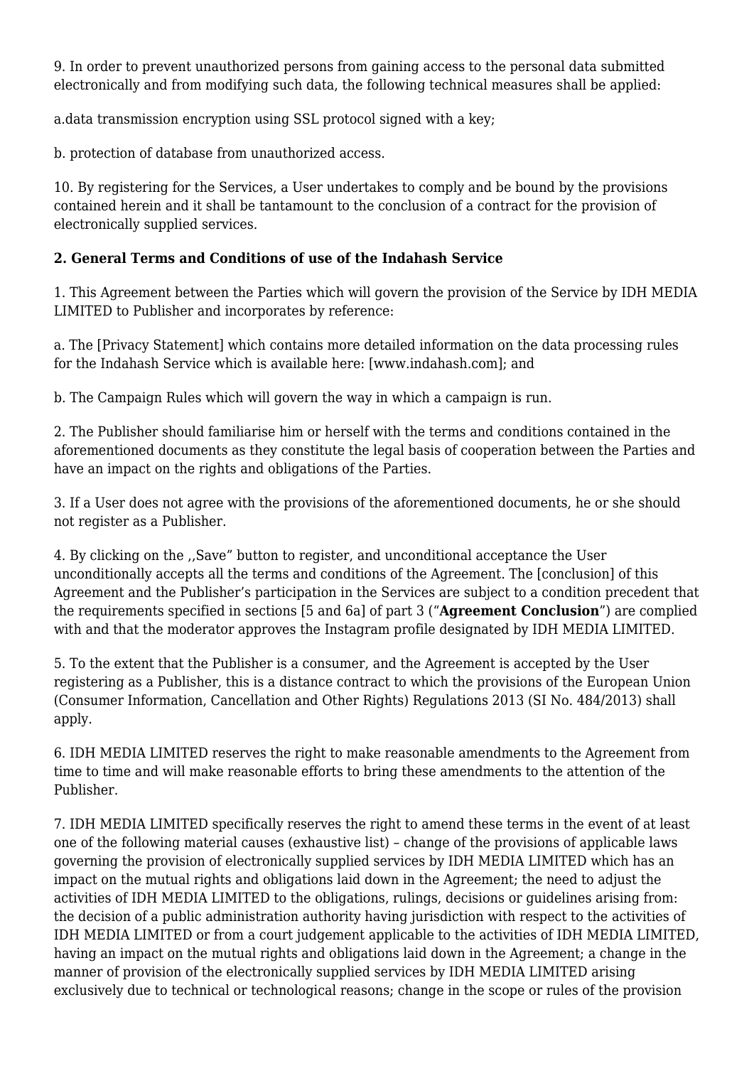9. In order to prevent unauthorized persons from gaining access to the personal data submitted electronically and from modifying such data, the following technical measures shall be applied:

a.data transmission encryption using SSL protocol signed with a key;

b. protection of database from unauthorized access.

10. By registering for the Services, a User undertakes to comply and be bound by the provisions contained herein and it shall be tantamount to the conclusion of a contract for the provision of electronically supplied services.

**2. General Terms and Conditions of use of the Indahash Service**

1. This Agreement between the Parties which will govern the provision of the Service by IDH MEDIA LIMITED to Publisher and incorporates by reference:

a. The [Privacy Statement] which contains more detailed information on the data processing rules for the Indahash Service which is available here: [www.indahash.com]; and

b. The Campaign Rules which will govern the way in which a campaign is run.

2. The Publisher should familiarise him or herself with the terms and conditions contained in the aforementioned documents as they constitute the legal basis of cooperation between the Parties and have an impact on the rights and obligations of the Parties.

3. If a User does not agree with the provisions of the aforementioned documents, he or she should not register as a Publisher.

4. By clicking on the ,,Save" button to register, and unconditional acceptance the User unconditionally accepts all the terms and conditions of the Agreement. The [conclusion] of this Agreement and the Publisher's participation in the Services are subject to a condition precedent that the requirements specified in sections [5 and 6a] of part 3 ("**Agreement Conclusion**") are complied with and that the moderator approves the Instagram profile designated by IDH MEDIA LIMITED.

5. To the extent that the Publisher is a consumer, and the Agreement is accepted by the User registering as a Publisher, this is a distance contract to which the provisions of the European Union (Consumer Information, Cancellation and Other Rights) Regulations 2013 (SI No. 484/2013) shall apply.

6. IDH MEDIA LIMITED reserves the right to make reasonable amendments to the Agreement from time to time and will make reasonable efforts to bring these amendments to the attention of the Publisher.

7. IDH MEDIA LIMITED specifically reserves the right to amend these terms in the event of at least one of the following material causes (exhaustive list) – change of the provisions of applicable laws governing the provision of electronically supplied services by IDH MEDIA LIMITED which has an impact on the mutual rights and obligations laid down in the Agreement; the need to adjust the activities of IDH MEDIA LIMITED to the obligations, rulings, decisions or guidelines arising from: the decision of a public administration authority having jurisdiction with respect to the activities of IDH MEDIA LIMITED or from a court judgement applicable to the activities of IDH MEDIA LIMITED, having an impact on the mutual rights and obligations laid down in the Agreement; a change in the manner of provision of the electronically supplied services by IDH MEDIA LIMITED arising exclusively due to technical or technological reasons; change in the scope or rules of the provision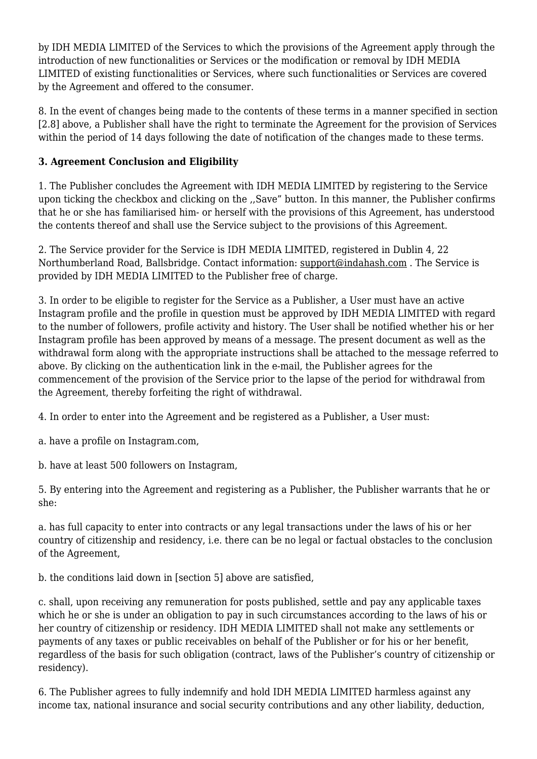by IDH MEDIA LIMITED of the Services to which the provisions of the Agreement apply through the introduction of new functionalities or Services or the modification or removal by IDH MEDIA LIMITED of existing functionalities or Services, where such functionalities or Services are covered by the Agreement and offered to the consumer.

8. In the event of changes being made to the contents of these terms in a manner specified in section [2.8] above, a Publisher shall have the right to terminate the Agreement for the provision of Services within the period of 14 days following the date of notification of the changes made to these terms.

**3. Agreement Conclusion and Eligibility**

1. The Publisher concludes the Agreement with IDH MEDIA LIMITED by registering to the Service upon ticking the checkbox and clicking on the ,,Save" button. In this manner, the Publisher confirms that he or she has familiarised him- or herself with the provisions of this Agreement, has understood the contents thereof and shall use the Service subject to the provisions of this Agreement.

2. The Service provider for the Service is IDH MEDIA LIMITED, registered in Dublin 4, 22 Northumberland Road, Ballsbridge. Contact information: support@indahash.com . The Service is provided by IDH MEDIA LIMITED to the Publisher free of charge.

3. In order to be eligible to register for the Service as a Publisher, a User must have an active Instagram profile and the profile in question must be approved by IDH MEDIA LIMITED with regard to the number of followers, profile activity and history. The User shall be notified whether his or her Instagram profile has been approved by means of a message. The present document as well as the withdrawal form along with the appropriate instructions shall be attached to the message referred to above. By clicking on the authentication link in the e-mail, the Publisher agrees for the commencement of the provision of the Service prior to the lapse of the period for withdrawal from the Agreement, thereby forfeiting the right of withdrawal.

4. In order to enter into the Agreement and be registered as a Publisher, a User must:

a. have a profile on Instagram.com,

b. have at least 500 followers on Instagram,

5. By entering into the Agreement and registering as a Publisher, the Publisher warrants that he or she:

a. has full capacity to enter into contracts or any legal transactions under the laws of his or her country of citizenship and residency, i.e. there can be no legal or factual obstacles to the conclusion of the Agreement,

b. the conditions laid down in [section 5] above are satisfied,

c. shall, upon receiving any remuneration for posts published, settle and pay any applicable taxes which he or she is under an obligation to pay in such circumstances according to the laws of his or her country of citizenship or residency. IDH MEDIA LIMITED shall not make any settlements or payments of any taxes or public receivables on behalf of the Publisher or for his or her benefit, regardless of the basis for such obligation (contract, laws of the Publisher's country of citizenship or residency).

6. The Publisher agrees to fully indemnify and hold IDH MEDIA LIMITED harmless against any income tax, national insurance and social security contributions and any other liability, deduction,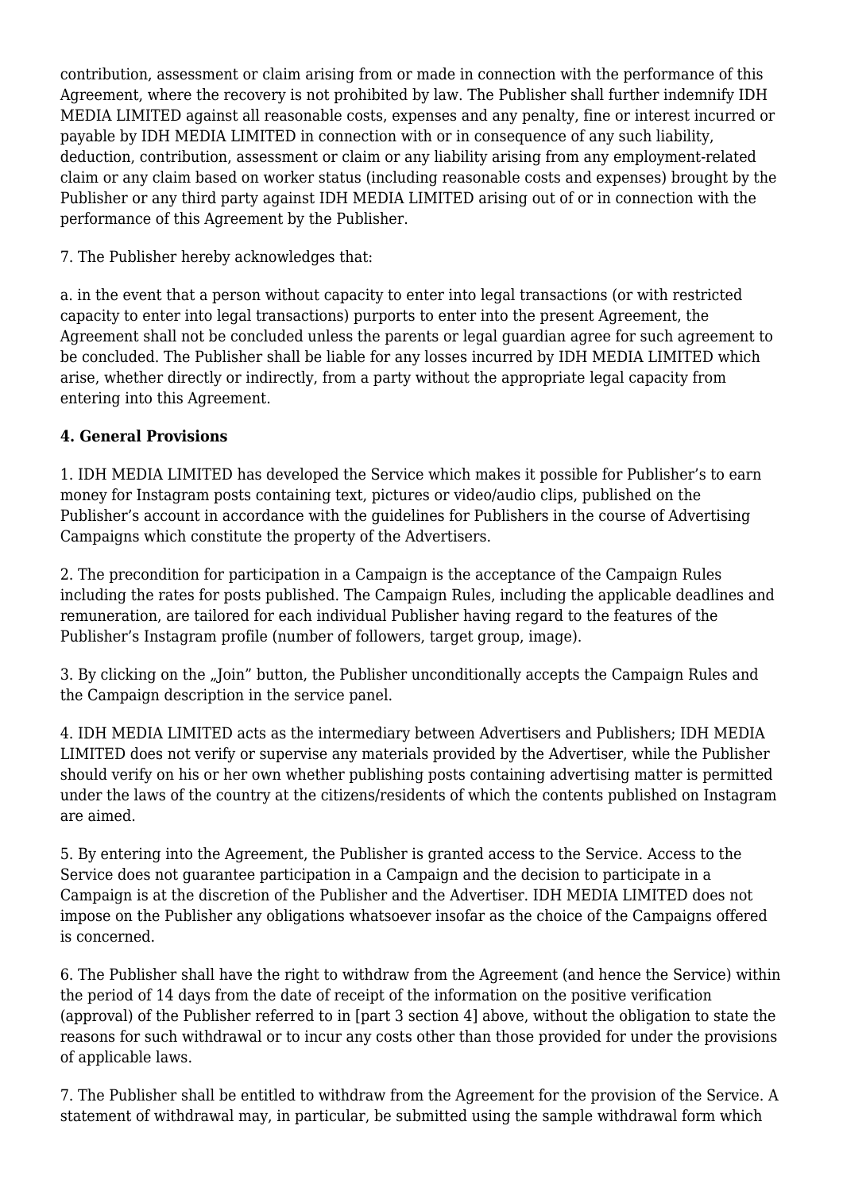contribution, assessment or claim arising from or made in connection with the performance of this Agreement, where the recovery is not prohibited by law. The Publisher shall further indemnify IDH MEDIA LIMITED against all reasonable costs, expenses and any penalty, fine or interest incurred or payable by IDH MEDIA LIMITED in connection with or in consequence of any such liability, deduction, contribution, assessment or claim or any liability arising from any employment-related claim or any claim based on worker status (including reasonable costs and expenses) brought by the Publisher or any third party against IDH MEDIA LIMITED arising out of or in connection with the performance of this Agreement by the Publisher.

7. The Publisher hereby acknowledges that:

a. in the event that a person without capacity to enter into legal transactions (or with restricted capacity to enter into legal transactions) purports to enter into the present Agreement, the Agreement shall not be concluded unless the parents or legal guardian agree for such agreement to be concluded. The Publisher shall be liable for any losses incurred by IDH MEDIA LIMITED which arise, whether directly or indirectly, from a party without the appropriate legal capacity from entering into this Agreement.

**4. General Provisions**

1. IDH MEDIA LIMITED has developed the Service which makes it possible for Publisher's to earn money for Instagram posts containing text, pictures or video/audio clips, published on the Publisher's account in accordance with the guidelines for Publishers in the course of Advertising Campaigns which constitute the property of the Advertisers.

2. The precondition for participation in a Campaign is the acceptance of the Campaign Rules including the rates for posts published. The Campaign Rules, including the applicable deadlines and remuneration, are tailored for each individual Publisher having regard to the features of the Publisher's Instagram profile (number of followers, target group, image).

3. By clicking on the „Join" button, the Publisher unconditionally accepts the Campaign Rules and the Campaign description in the service panel.

4. IDH MEDIA LIMITED acts as the intermediary between Advertisers and Publishers; IDH MEDIA LIMITED does not verify or supervise any materials provided by the Advertiser, while the Publisher should verify on his or her own whether publishing posts containing advertising matter is permitted under the laws of the country at the citizens/residents of which the contents published on Instagram are aimed.

5. By entering into the Agreement, the Publisher is granted access to the Service. Access to the Service does not guarantee participation in a Campaign and the decision to participate in a Campaign is at the discretion of the Publisher and the Advertiser. IDH MEDIA LIMITED does not impose on the Publisher any obligations whatsoever insofar as the choice of the Campaigns offered is concerned.

6. The Publisher shall have the right to withdraw from the Agreement (and hence the Service) within the period of 14 days from the date of receipt of the information on the positive verification (approval) of the Publisher referred to in [part 3 section 4] above, without the obligation to state the reasons for such withdrawal or to incur any costs other than those provided for under the provisions of applicable laws.

7. The Publisher shall be entitled to withdraw from the Agreement for the provision of the Service. A statement of withdrawal may, in particular, be submitted using the sample withdrawal form which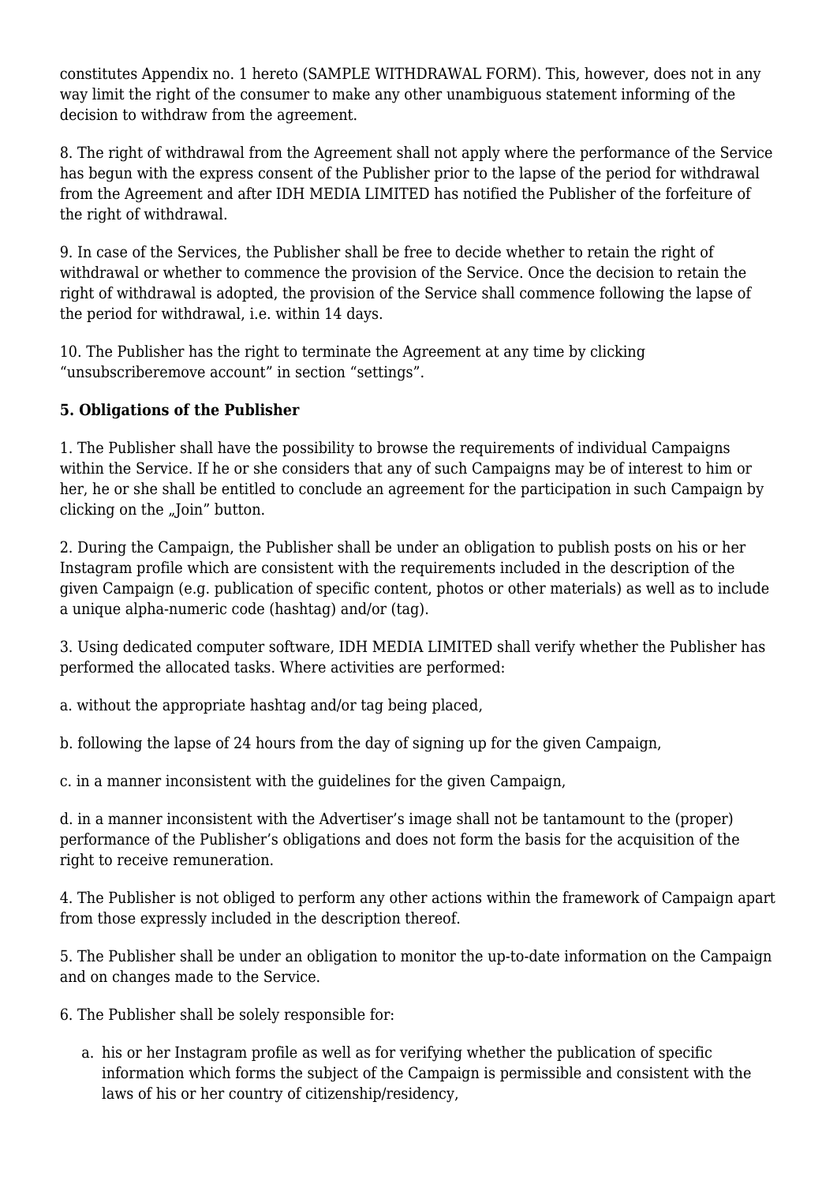constitutes Appendix no. 1 hereto (SAMPLE WITHDRAWAL FORM). This, however, does not in any way limit the right of the consumer to make any other unambiguous statement informing of the decision to withdraw from the agreement.

8. The right of withdrawal from the Agreement shall not apply where the performance of the Service has begun with the express consent of the Publisher prior to the lapse of the period for withdrawal from the Agreement and after IDH MEDIA LIMITED has notified the Publisher of the forfeiture of the right of withdrawal.

9. In case of the Services, the Publisher shall be free to decide whether to retain the right of withdrawal or whether to commence the provision of the Service. Once the decision to retain the right of withdrawal is adopted, the provision of the Service shall commence following the lapse of the period for withdrawal, i.e. within 14 days.

10. The Publisher has the right to terminate the Agreement at any time by clicking "unsubscriberemove account" in section "settings".

**5. Obligations of the Publisher**

1. The Publisher shall have the possibility to browse the requirements of individual Campaigns within the Service. If he or she considers that any of such Campaigns may be of interest to him or her, he or she shall be entitled to conclude an agreement for the participation in such Campaign by clicking on the „Join" button.

2. During the Campaign, the Publisher shall be under an obligation to publish posts on his or her Instagram profile which are consistent with the requirements included in the description of the given Campaign (e.g. publication of specific content, photos or other materials) as well as to include a unique alpha-numeric code (hashtag) and/or (tag).

3. Using dedicated computer software, IDH MEDIA LIMITED shall verify whether the Publisher has performed the allocated tasks. Where activities are performed:

a. without the appropriate hashtag and/or tag being placed,

b. following the lapse of 24 hours from the day of signing up for the given Campaign,

c. in a manner inconsistent with the guidelines for the given Campaign,

d. in a manner inconsistent with the Advertiser's image shall not be tantamount to the (proper) performance of the Publisher's obligations and does not form the basis for the acquisition of the right to receive remuneration.

4. The Publisher is not obliged to perform any other actions within the framework of Campaign apart from those expressly included in the description thereof.

5. The Publisher shall be under an obligation to monitor the up-to-date information on the Campaign and on changes made to the Service.

6. The Publisher shall be solely responsible for:

a. his or her Instagram profile as well as for verifying whether the publication of specific information which forms the subject of the Campaign is permissible and consistent with the laws of his or her country of citizenship/residency,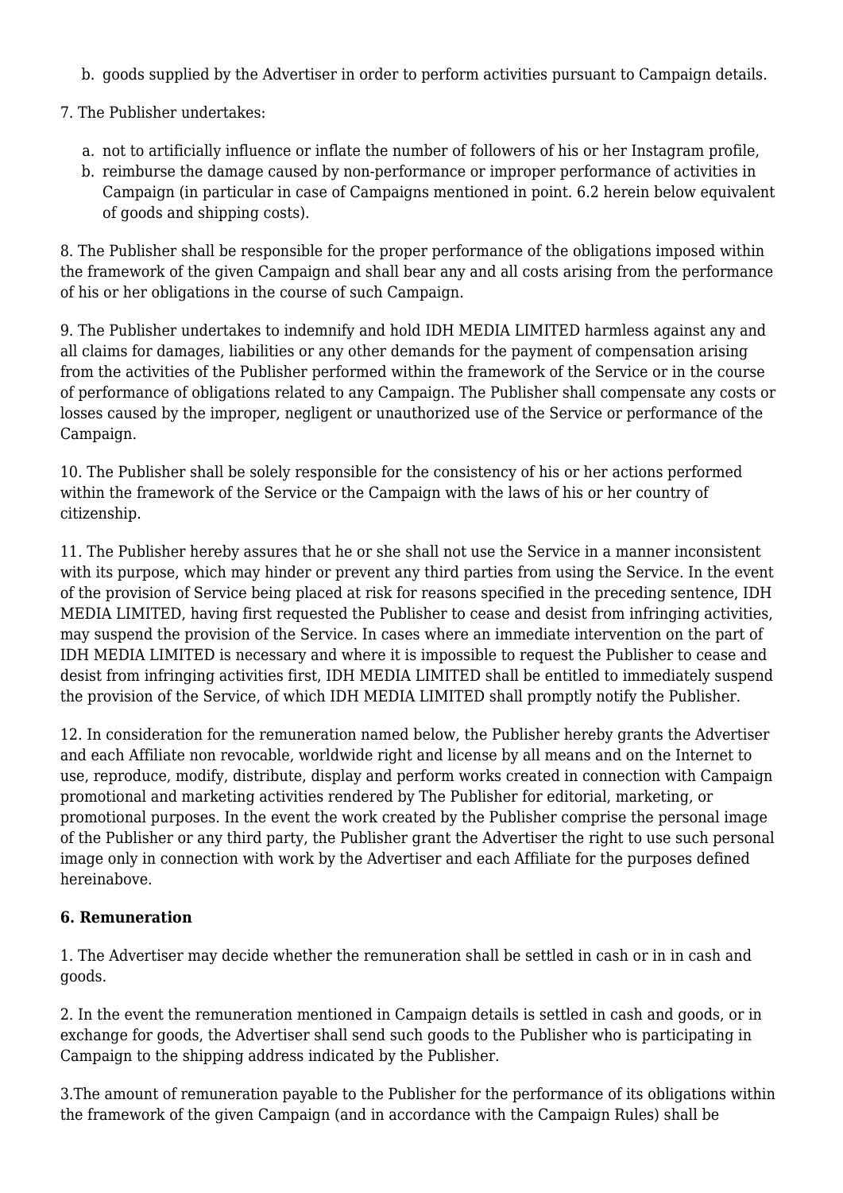b. goods supplied by the Advertiser in order to perform activities pursuant to Campaign details.

7. The Publisher undertakes:

a. not to artificially influence or inflate the number of followers of his or her Instagram profile,
b. reimburse the damage caused by non-performance or improper performance of activities in Campaign (in particular in case of Campaigns mentioned in point. 6.2 herein below equivalent of goods and shipping costs).

8. The Publisher shall be responsible for the proper performance of the obligations imposed within the framework of the given Campaign and shall bear any and all costs arising from the performance of his or her obligations in the course of such Campaign.

9. The Publisher undertakes to indemnify and hold IDH MEDIA LIMITED harmless against any and all claims for damages, liabilities or any other demands for the payment of compensation arising from the activities of the Publisher performed within the framework of the Service or in the course of performance of obligations related to any Campaign. The Publisher shall compensate any costs or losses caused by the improper, negligent or unauthorized use of the Service or performance of the Campaign.

10. The Publisher shall be solely responsible for the consistency of his or her actions performed within the framework of the Service or the Campaign with the laws of his or her country of citizenship.

11. The Publisher hereby assures that he or she shall not use the Service in a manner inconsistent with its purpose, which may hinder or prevent any third parties from using the Service. In the event of the provision of Service being placed at risk for reasons specified in the preceding sentence, IDH MEDIA LIMITED, having first requested the Publisher to cease and desist from infringing activities, may suspend the provision of the Service. In cases where an immediate intervention on the part of IDH MEDIA LIMITED is necessary and where it is impossible to request the Publisher to cease and desist from infringing activities first, IDH MEDIA LIMITED shall be entitled to immediately suspend the provision of the Service, of which IDH MEDIA LIMITED shall promptly notify the Publisher.

12. In consideration for the remuneration named below, the Publisher hereby grants the Advertiser and each Affiliate non revocable, worldwide right and license by all means and on the Internet to use, reproduce, modify, distribute, display and perform works created in connection with Campaign promotional and marketing activities rendered by The Publisher for editorial, marketing, or promotional purposes. In the event the work created by the Publisher comprise the personal image of the Publisher or any third party, the Publisher grant the Advertiser the right to use such personal image only in connection with work by the Advertiser and each Affiliate for the purposes defined hereinabove.

**6. Remuneration**

1. The Advertiser may decide whether the remuneration shall be settled in cash or in in cash and goods.

2. In the event the remuneration mentioned in Campaign details is settled in cash and goods, or in exchange for goods, the Advertiser shall send such goods to the Publisher who is participating in Campaign to the shipping address indicated by the Publisher.

3.The amount of remuneration payable to the Publisher for the performance of its obligations within the framework of the given Campaign (and in accordance with the Campaign Rules) shall be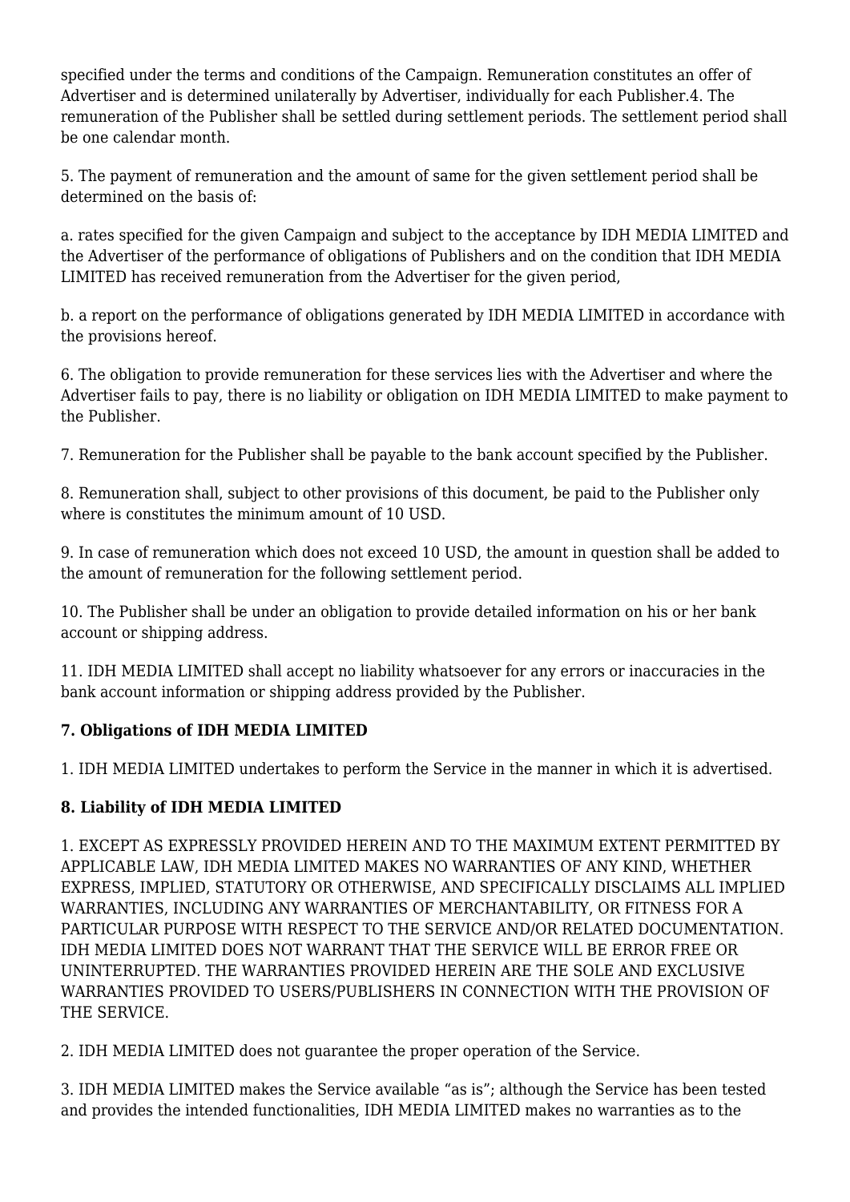specified under the terms and conditions of the Campaign. Remuneration constitutes an offer of Advertiser and is determined unilaterally by Advertiser, individually for each Publisher.4. The remuneration of the Publisher shall be settled during settlement periods. The settlement period shall be one calendar month.

5. The payment of remuneration and the amount of same for the given settlement period shall be determined on the basis of:

a. rates specified for the given Campaign and subject to the acceptance by IDH MEDIA LIMITED and the Advertiser of the performance of obligations of Publishers and on the condition that IDH MEDIA LIMITED has received remuneration from the Advertiser for the given period,

b. a report on the performance of obligations generated by IDH MEDIA LIMITED in accordance with the provisions hereof.

6. The obligation to provide remuneration for these services lies with the Advertiser and where the Advertiser fails to pay, there is no liability or obligation on IDH MEDIA LIMITED to make payment to the Publisher.

7. Remuneration for the Publisher shall be payable to the bank account specified by the Publisher.

8. Remuneration shall, subject to other provisions of this document, be paid to the Publisher only where is constitutes the minimum amount of 10 USD.

9. In case of remuneration which does not exceed 10 USD, the amount in question shall be added to the amount of remuneration for the following settlement period.

10. The Publisher shall be under an obligation to provide detailed information on his or her bank account or shipping address.

11. IDH MEDIA LIMITED shall accept no liability whatsoever for any errors or inaccuracies in the bank account information or shipping address provided by the Publisher.

**7. Obligations of IDH MEDIA LIMITED**

1. IDH MEDIA LIMITED undertakes to perform the Service in the manner in which it is advertised.

**8. Liability of IDH MEDIA LIMITED**

1. EXCEPT AS EXPRESSLY PROVIDED HEREIN AND TO THE MAXIMUM EXTENT PERMITTED BY APPLICABLE LAW, IDH MEDIA LIMITED MAKES NO WARRANTIES OF ANY KIND, WHETHER EXPRESS, IMPLIED, STATUTORY OR OTHERWISE, AND SPECIFICALLY DISCLAIMS ALL IMPLIED WARRANTIES, INCLUDING ANY WARRANTIES OF MERCHANTABILITY, OR FITNESS FOR A PARTICULAR PURPOSE WITH RESPECT TO THE SERVICE AND/OR RELATED DOCUMENTATION. IDH MEDIA LIMITED DOES NOT WARRANT THAT THE SERVICE WILL BE ERROR FREE OR UNINTERRUPTED. THE WARRANTIES PROVIDED HEREIN ARE THE SOLE AND EXCLUSIVE WARRANTIES PROVIDED TO USERS/PUBLISHERS IN CONNECTION WITH THE PROVISION OF THE SERVICE.

2. IDH MEDIA LIMITED does not guarantee the proper operation of the Service.

3. IDH MEDIA LIMITED makes the Service available "as is"; although the Service has been tested and provides the intended functionalities, IDH MEDIA LIMITED makes no warranties as to the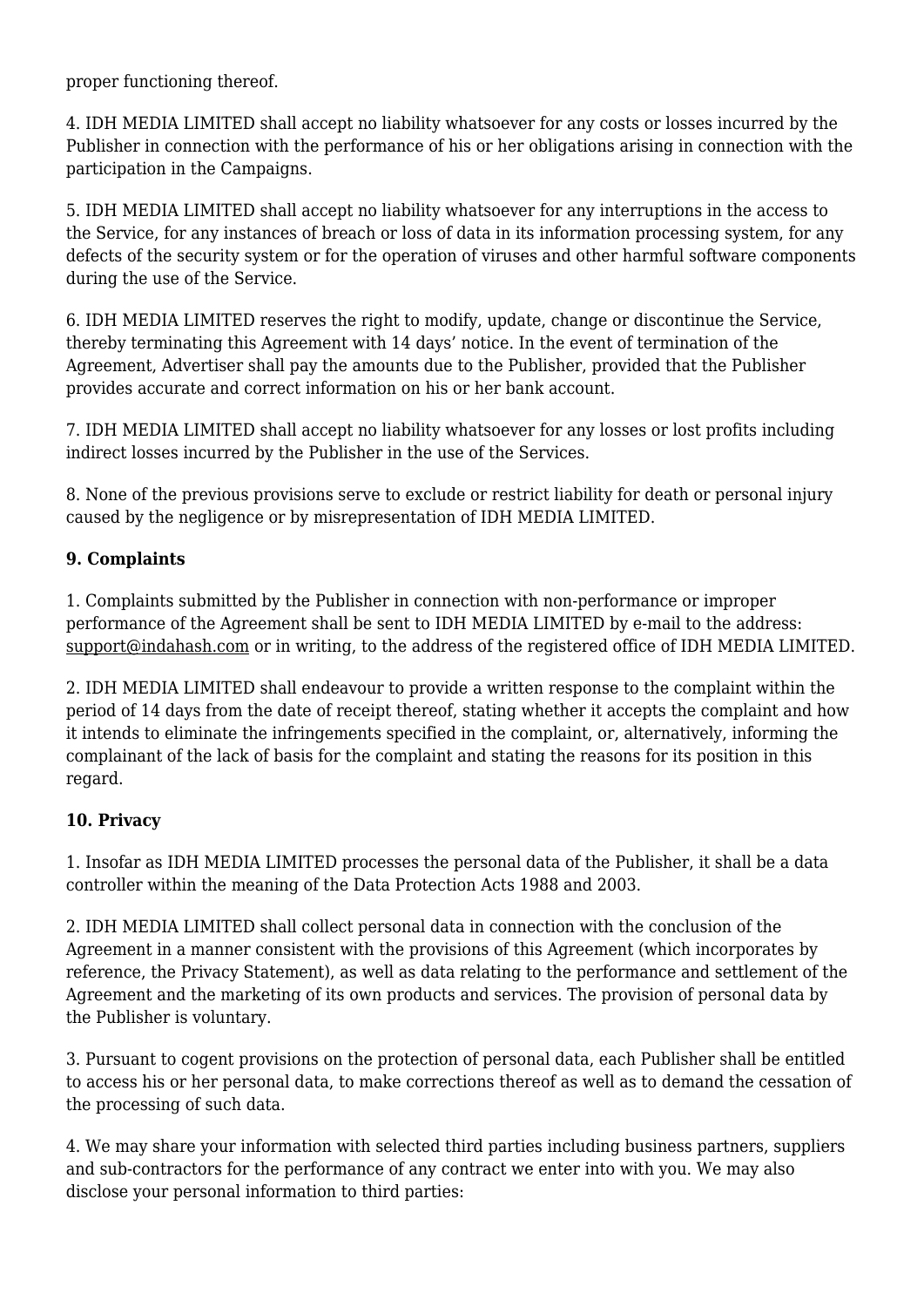proper functioning thereof.

4. IDH MEDIA LIMITED shall accept no liability whatsoever for any costs or losses incurred by the Publisher in connection with the performance of his or her obligations arising in connection with the participation in the Campaigns.

5. IDH MEDIA LIMITED shall accept no liability whatsoever for any interruptions in the access to the Service, for any instances of breach or loss of data in its information processing system, for any defects of the security system or for the operation of viruses and other harmful software components during the use of the Service.

6. IDH MEDIA LIMITED reserves the right to modify, update, change or discontinue the Service, thereby terminating this Agreement with 14 days' notice. In the event of termination of the Agreement, Advertiser shall pay the amounts due to the Publisher, provided that the Publisher provides accurate and correct information on his or her bank account.

7. IDH MEDIA LIMITED shall accept no liability whatsoever for any losses or lost profits including indirect losses incurred by the Publisher in the use of the Services.

8. None of the previous provisions serve to exclude or restrict liability for death or personal injury caused by the negligence or by misrepresentation of IDH MEDIA LIMITED.

**9. Complaints**

1. Complaints submitted by the Publisher in connection with non-performance or improper performance of the Agreement shall be sent to IDH MEDIA LIMITED by e-mail to the address: support@indahash.com or in writing, to the address of the registered office of IDH MEDIA LIMITED.

2. IDH MEDIA LIMITED shall endeavour to provide a written response to the complaint within the period of 14 days from the date of receipt thereof, stating whether it accepts the complaint and how it intends to eliminate the infringements specified in the complaint, or, alternatively, informing the complainant of the lack of basis for the complaint and stating the reasons for its position in this regard.

**10. Privacy**

1. Insofar as IDH MEDIA LIMITED processes the personal data of the Publisher, it shall be a data controller within the meaning of the Data Protection Acts 1988 and 2003.

2. IDH MEDIA LIMITED shall collect personal data in connection with the conclusion of the Agreement in a manner consistent with the provisions of this Agreement (which incorporates by reference, the Privacy Statement), as well as data relating to the performance and settlement of the Agreement and the marketing of its own products and services. The provision of personal data by the Publisher is voluntary.

3. Pursuant to cogent provisions on the protection of personal data, each Publisher shall be entitled to access his or her personal data, to make corrections thereof as well as to demand the cessation of the processing of such data.

4. We may share your information with selected third parties including business partners, suppliers and sub-contractors for the performance of any contract we enter into with you. We may also disclose your personal information to third parties: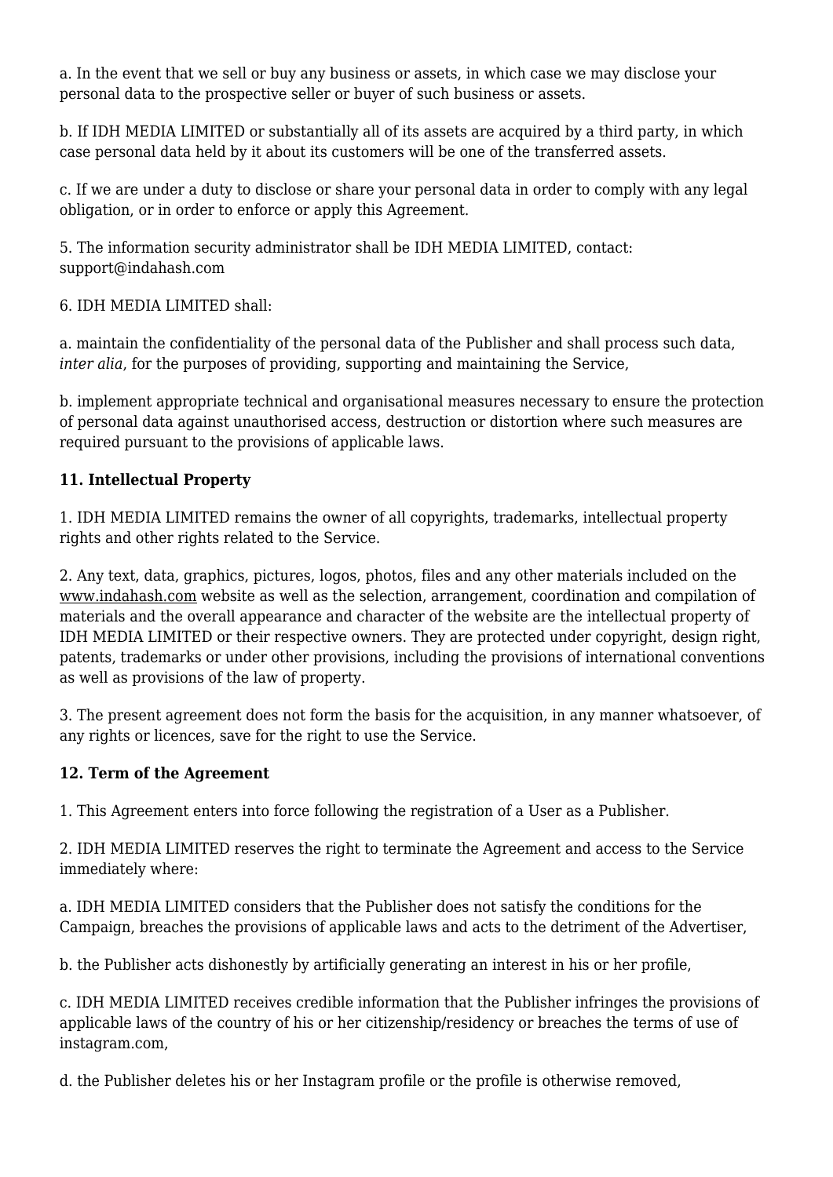a. In the event that we sell or buy any business or assets, in which case we may disclose your personal data to the prospective seller or buyer of such business or assets.

b. If IDH MEDIA LIMITED or substantially all of its assets are acquired by a third party, in which case personal data held by it about its customers will be one of the transferred assets.

c. If we are under a duty to disclose or share your personal data in order to comply with any legal obligation, or in order to enforce or apply this Agreement.

5. The information security administrator shall be IDH MEDIA LIMITED, contact: support@indahash.com

6. IDH MEDIA LIMITED shall:

a. maintain the confidentiality of the personal data of the Publisher and shall process such data, *inter alia*, for the purposes of providing, supporting and maintaining the Service,

b. implement appropriate technical and organisational measures necessary to ensure the protection of personal data against unauthorised access, destruction or distortion where such measures are required pursuant to the provisions of applicable laws.

**11. Intellectual Property**

1. IDH MEDIA LIMITED remains the owner of all copyrights, trademarks, intellectual property rights and other rights related to the Service.

2. Any text, data, graphics, pictures, logos, photos, files and any other materials included on the www.indahash.com website as well as the selection, arrangement, coordination and compilation of materials and the overall appearance and character of the website are the intellectual property of IDH MEDIA LIMITED or their respective owners. They are protected under copyright, design right, patents, trademarks or under other provisions, including the provisions of international conventions as well as provisions of the law of property.

3. The present agreement does not form the basis for the acquisition, in any manner whatsoever, of any rights or licences, save for the right to use the Service.

**12. Term of the Agreement**

1. This Agreement enters into force following the registration of a User as a Publisher.

2. IDH MEDIA LIMITED reserves the right to terminate the Agreement and access to the Service immediately where:

a. IDH MEDIA LIMITED considers that the Publisher does not satisfy the conditions for the Campaign, breaches the provisions of applicable laws and acts to the detriment of the Advertiser,

b. the Publisher acts dishonestly by artificially generating an interest in his or her profile,

c. IDH MEDIA LIMITED receives credible information that the Publisher infringes the provisions of applicable laws of the country of his or her citizenship/residency or breaches the terms of use of instagram.com,

d. the Publisher deletes his or her Instagram profile or the profile is otherwise removed,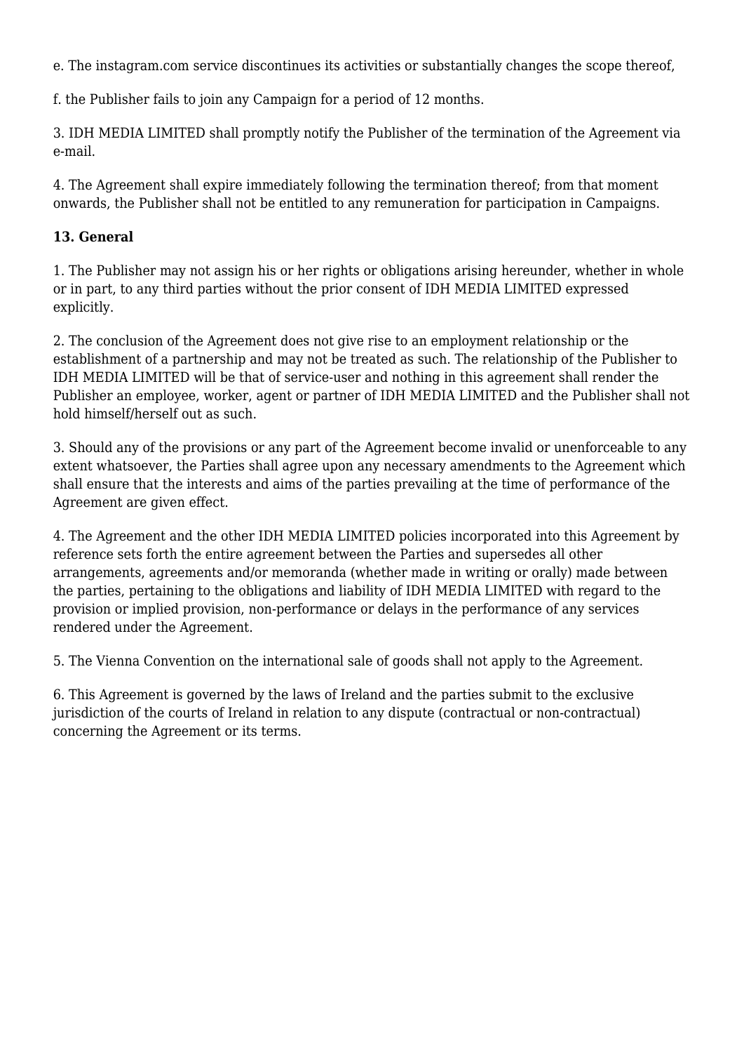e. The instagram.com service discontinues its activities or substantially changes the scope thereof,

f. the Publisher fails to join any Campaign for a period of 12 months.

3. IDH MEDIA LIMITED shall promptly notify the Publisher of the termination of the Agreement via e-mail.

4. The Agreement shall expire immediately following the termination thereof; from that moment onwards, the Publisher shall not be entitled to any remuneration for participation in Campaigns.

**13. General**

1. The Publisher may not assign his or her rights or obligations arising hereunder, whether in whole or in part, to any third parties without the prior consent of IDH MEDIA LIMITED expressed explicitly.

2. The conclusion of the Agreement does not give rise to an employment relationship or the establishment of a partnership and may not be treated as such. The relationship of the Publisher to IDH MEDIA LIMITED will be that of service-user and nothing in this agreement shall render the Publisher an employee, worker, agent or partner of IDH MEDIA LIMITED and the Publisher shall not hold himself/herself out as such.

3. Should any of the provisions or any part of the Agreement become invalid or unenforceable to any extent whatsoever, the Parties shall agree upon any necessary amendments to the Agreement which shall ensure that the interests and aims of the parties prevailing at the time of performance of the Agreement are given effect.

4. The Agreement and the other IDH MEDIA LIMITED policies incorporated into this Agreement by reference sets forth the entire agreement between the Parties and supersedes all other arrangements, agreements and/or memoranda (whether made in writing or orally) made between the parties, pertaining to the obligations and liability of IDH MEDIA LIMITED with regard to the provision or implied provision, non-performance or delays in the performance of any services rendered under the Agreement.

5. The Vienna Convention on the international sale of goods shall not apply to the Agreement.

6. This Agreement is governed by the laws of Ireland and the parties submit to the exclusive jurisdiction of the courts of Ireland in relation to any dispute (contractual or non-contractual) concerning the Agreement or its terms.